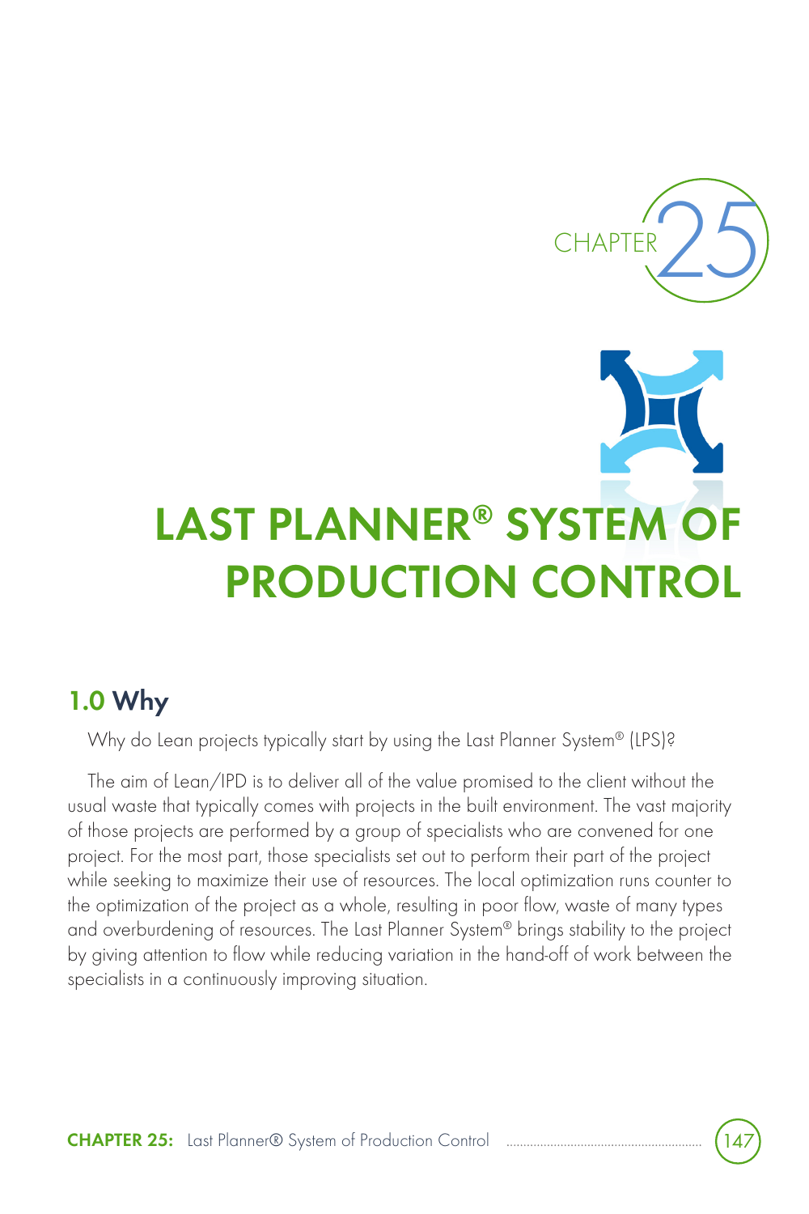CHAPTER 25

# LAST PLANNER® SYSTEM OF PRODUCTION CONTROL

## 1.0 Why

Why do Lean projects typically start by using the Last Planner System® (LPS)?

The aim of Lean/IPD is to deliver all of the value promised to the client without the usual waste that typically comes with projects in the built environment. The vast majority of those projects are performed by a group of specialists who are convened for one project. For the most part, those specialists set out to perform their part of the project while seeking to maximize their use of resources. The local optimization runs counter to the optimization of the project as a whole, resulting in poor flow, waste of many types and overburdening of resources. The Last Planner System® brings stability to the project by giving attention to flow while reducing variation in the hand-off of work between the specialists in a continuously improving situation.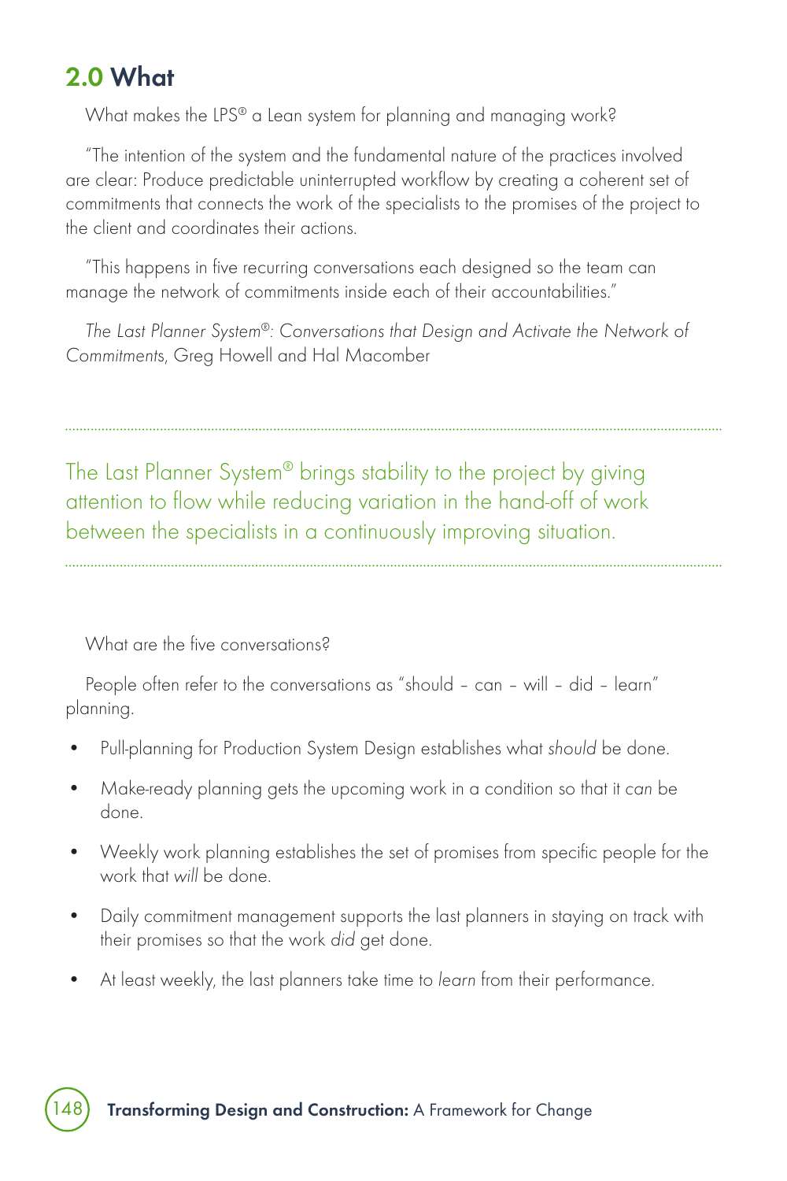## 2.0 What

What makes the LPS® a Lean system for planning and managing work?

"The intention of the system and the fundamental nature of the practices involved are clear: Produce predictable uninterrupted workflow by creating a coherent set of commitments that connects the work of the specialists to the promises of the project to the client and coordinates their actions.

"This happens in five recurring conversations each designed so the team can manage the network of commitments inside each of their accountabilities."

*The Last Planner System®: Conversations that Design and Activate the Network of Commitments*, Greg Howell and Hal Macomber

---

The Last Planner System® brings stability to the project by giving attention to flow while reducing variation in the hand-off of work between the specialists in a continuously improving situation.

---

What are the five conversations?

People often refer to the conversations as "should – can – will – did – learn" planning.

- Pull-planning for Production System Design establishes what *should* be done.
- Make-ready planning gets the upcoming work in a condition so that it *can* be done.
- Weekly work planning establishes the set of promises from specific people for the work that *will* be done.
- Daily commitment management supports the last planners in staying on track with their promises so that the work *did* get done.
- At least weekly, the last planners take time to *learn* from their performance.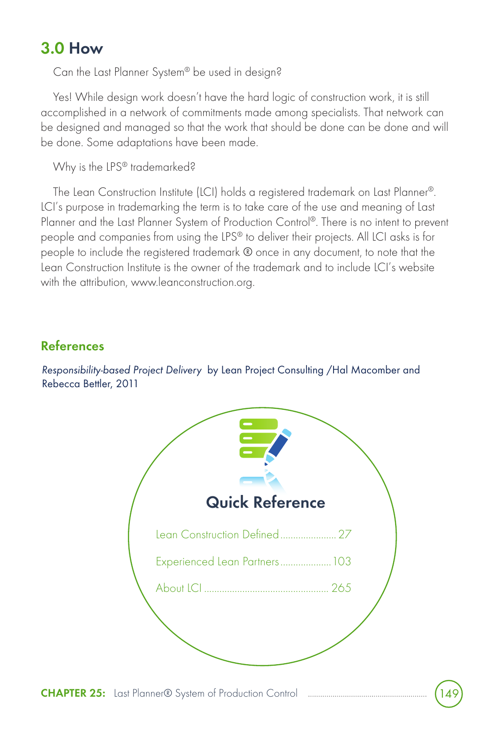## 3.0 How

Can the Last Planner System® be used in design?

Yes! While design work doesn't have the hard logic of construction work, it is still accomplished in a network of commitments made among specialists. That network can be designed and managed so that the work that should be done can be done and will be done. Some adaptations have been made.

Why is the LPS® trademarked?

The Lean Construction Institute (LCI) holds a registered trademark on Last Planner®. LCI's purpose in trademarking the term is to take care of the use and meaning of Last Planner and the Last Planner System of Production Control®. There is no intent to prevent people and companies from using the LPS® to deliver their projects. All LCI asks is for people to include the registered trademark ® once in any document, to note that the Lean Construction Institute is the owner of the trademark and to include LCI's website with the attribution, www.leanconstruction.org.

### References

*Responsibility-based Project Delivery* by Lean Project Consulting /Hal Macomber and Rebecca Bettler, 2011

**Quick Reference**

Lean Construction Defined ...................... 27

Experienced Lean Partners .................... 103

About LCI ................................................ 265